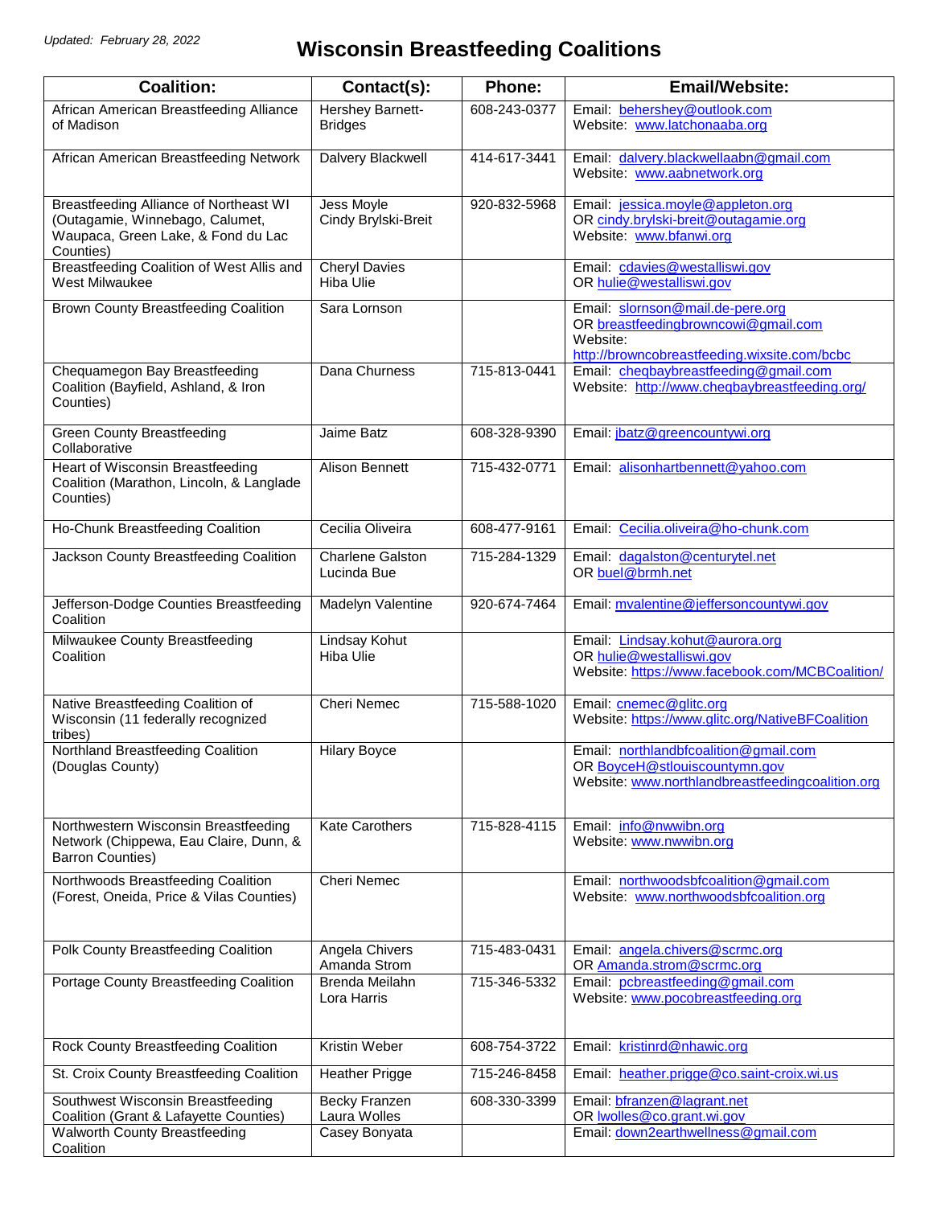*Updated: February 28, 2022*

# Wisconsin Breastfeeding Coalitions

| Coalition: | Contact(s): | Phone: | Email/Website: |
|---|---|---|---|
| African American Breastfeeding Alliance of Madison | Hershey Barnett-Bridges | 608-243-0377 | Email: behershey@outlook.com<br>Website: www.latchonaaba.org |
| African American Breastfeeding Network | Dalvery Blackwell | 414-617-3441 | Email: dalvery.blackwellaabn@gmail.com<br>Website: www.aabnetwork.org |
| Breastfeeding Alliance of Northeast WI (Outagamie, Winnebago, Calumet, Waupaca, Green Lake, & Fond du Lac Counties) | Jess Moyle<br>Cindy Brylski-Breit | 920-832-5968 | Email: jessica.moyle@appleton.org<br>OR cindy.brylski-breit@outagamie.org<br>Website: www.bfanwi.org |
| Breastfeeding Coalition of West Allis and West Milwaukee | Cheryl Davies<br>Hiba Ulie | | Email: cdavies@westalliswi.gov<br>OR hulie@westalliswi.gov |
| Brown County Breastfeeding Coalition | Sara Lornson | | Email: slornson@mail.de-pere.org<br>OR breastfeedingbrowncowi@gmail.com<br>Website: http://browncobreastfeeding.wixsite.com/bcbc |
| Chequamegon Bay Breastfeeding Coalition (Bayfield, Ashland, & Iron Counties) | Dana Churness | 715-813-0441 | Email: cheqbaybreastfeeding@gmail.com<br>Website: http://www.cheqbaybreastfeeding.org/ |
| Green County Breastfeeding Collaborative | Jaime Batz | 608-328-9390 | Email: jbatz@greencountywi.org |
| Heart of Wisconsin Breastfeeding Coalition (Marathon, Lincoln, & Langlade Counties) | Alison Bennett | 715-432-0771 | Email: alisonhartbennett@yahoo.com |
| Ho-Chunk Breastfeeding Coalition | Cecilia Oliveira | 608-477-9161 | Email: Cecilia.oliveira@ho-chunk.com |
| Jackson County Breastfeeding Coalition | Charlene Galston<br>Lucinda Bue | 715-284-1329 | Email: dagalston@centurytel.net<br>OR buel@brmh.net |
| Jefferson-Dodge Counties Breastfeeding Coalition | Madelyn Valentine | 920-674-7464 | Email: mvalentine@jeffersoncountywi.gov |
| Milwaukee County Breastfeeding Coalition | Lindsay Kohut<br>Hiba Ulie | | Email: Lindsay.kohut@aurora.org<br>OR hulie@westalliswi.gov<br>Website: https://www.facebook.com/MCBCoalition/ |
| Native Breastfeeding Coalition of Wisconsin (11 federally recognized tribes) | Cheri Nemec | 715-588-1020 | Email: cnemec@glitc.org<br>Website: https://www.glitc.org/NativeBFCoalition |
| Northland Breastfeeding Coalition (Douglas County) | Hilary Boyce | | Email: northlandbfcoalition@gmail.com<br>OR BoyceH@stlouiscountymn.gov<br>Website: www.northlandbreastfeedingcoalition.org |
| Northwestern Wisconsin Breastfeeding Network (Chippewa, Eau Claire, Dunn, & Barron Counties) | Kate Carothers | 715-828-4115 | Email: info@nwwibn.org<br>Website: www.nwwibn.org |
| Northwoods Breastfeeding Coalition (Forest, Oneida, Price & Vilas Counties) | Cheri Nemec | | Email: northwoodsbfcoalition@gmail.com<br>Website: www.northwoodsbfcoalition.org |
| Polk County Breastfeeding Coalition | Angela Chivers<br>Amanda Strom | 715-483-0431 | Email: angela.chivers@scrmc.org<br>OR Amanda.strom@scrmc.org |
| Portage County Breastfeeding Coalition | Brenda Meilahn<br>Lora Harris | 715-346-5332 | Email: pcbreastfeeding@gmail.com<br>Website: www.pocobreastfeeding.org |
| Rock County Breastfeeding Coalition | Kristin Weber | 608-754-3722 | Email: kristinrd@nhawic.org |
| St. Croix County Breastfeeding Coalition | Heather Prigge | 715-246-8458 | Email: heather.prigge@co.saint-croix.wi.us |
| Southwest Wisconsin Breastfeeding Coalition (Grant & Lafayette Counties) | Becky Franzen<br>Laura Wolles | 608-330-3399 | Email: bfranzen@lagrant.net<br>OR lwolles@co.grant.wi.gov |
| Walworth County Breastfeeding Coalition | Casey Bonyata | | Email: down2earthwellness@gmail.com |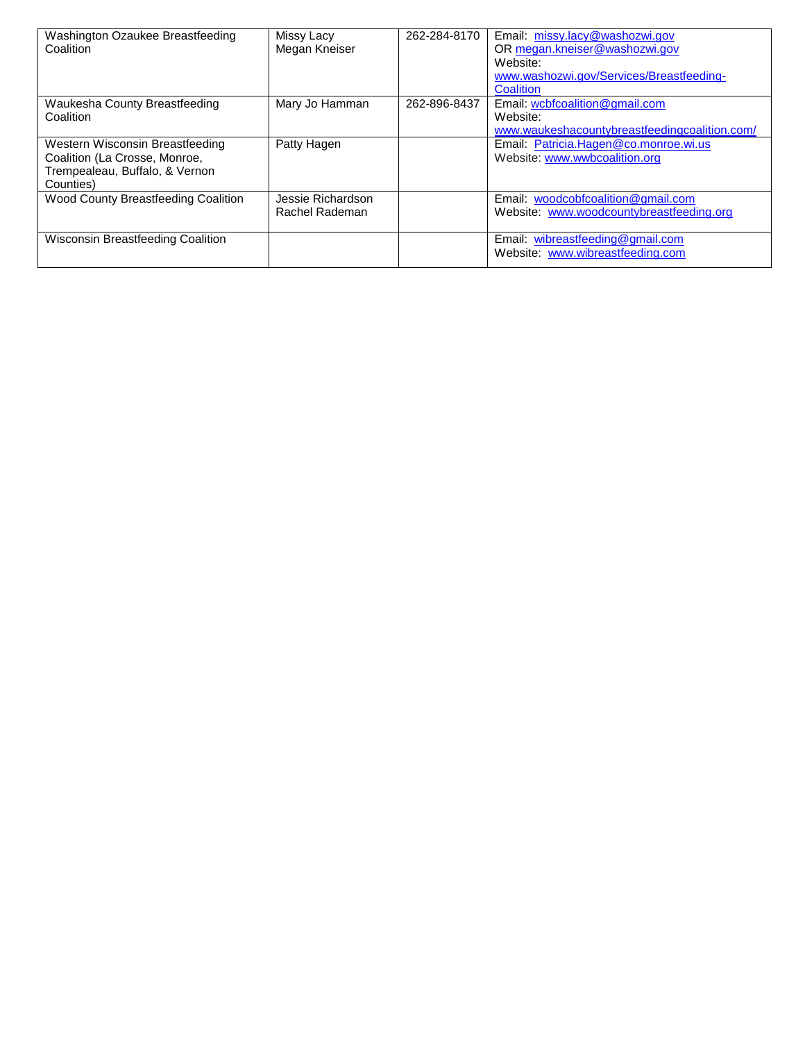| | | | |
|---|---|---|---|
| Washington Ozaukee Breastfeeding Coalition | Missy Lacy<br>Megan Kneiser | 262-284-8170 | Email: missy.lacy@washozwi.gov<br>OR megan.kneiser@washozwi.gov<br>Website:<br>www.washozwi.gov/Services/Breastfeeding-Coalition |
| Waukesha County Breastfeeding Coalition | Mary Jo Hamman | 262-896-8437 | Email: wcbfcoalition@gmail.com<br>Website:<br>www.waukeshacountybreastfeedingcoalition.com/ |
| Western Wisconsin Breastfeeding Coalition (La Crosse, Monroe, Trempealeau, Buffalo, & Vernon Counties) | Patty Hagen | | Email: Patricia.Hagen@co.monroe.wi.us<br>Website: www.wwbcoalition.org |
| Wood County Breastfeeding Coalition | Jessie Richardson<br>Rachel Rademan | | Email: woodcobfcoalition@gmail.com<br>Website: www.woodcountybreastfeeding.org |
| Wisconsin Breastfeeding Coalition | | | Email: wibreastfeeding@gmail.com<br>Website: www.wibreastfeeding.com |